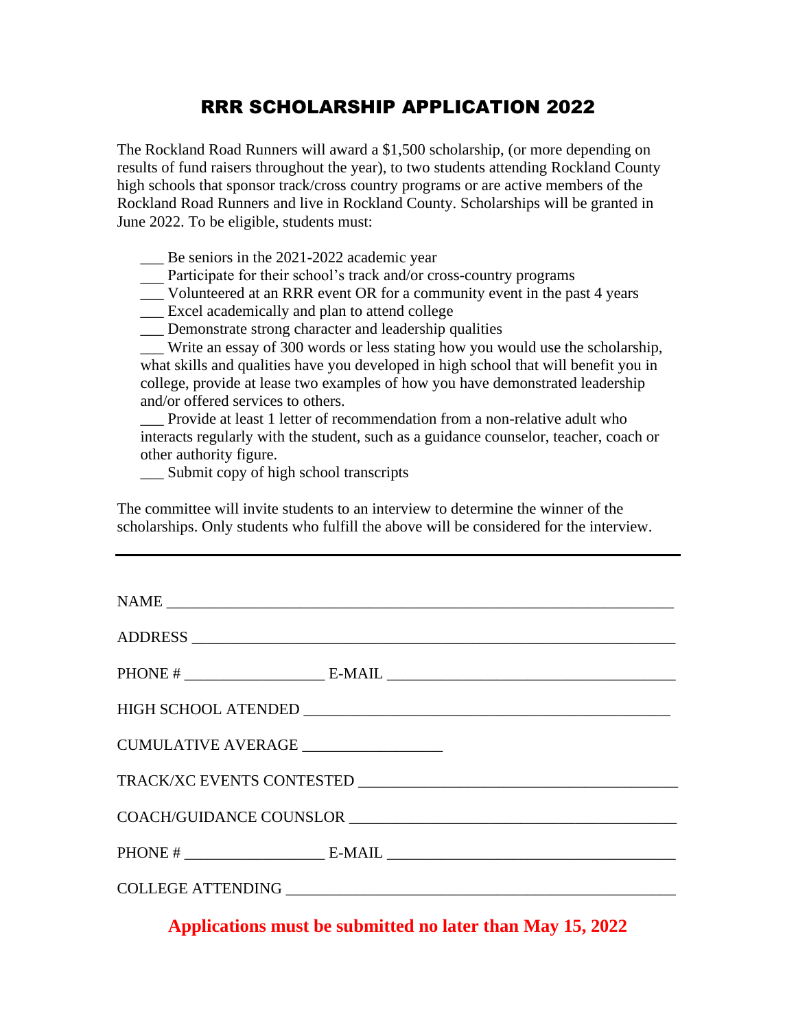# RRR SCHOLARSHIP APPLICATION 2022

The Rockland Road Runners will award a $1,500 scholarship, (or more depending on results of fund raisers throughout the year), to two students attending Rockland County high schools that sponsor track/cross country programs or are active members of the Rockland Road Runners and live in Rockland County. Scholarships will be granted in June 2022. To be eligible, students must:

___ Be seniors in the 2021-2022 academic year
___ Participate for their school's track and/or cross-country programs
___ Volunteered at an RRR event OR for a community event in the past 4 years
___ Excel academically and plan to attend college
___ Demonstrate strong character and leadership qualities
___ Write an essay of 300 words or less stating how you would use the scholarship, what skills and qualities have you developed in high school that will benefit you in college, provide at lease two examples of how you have demonstrated leadership and/or offered services to others.
___ Provide at least 1 letter of recommendation from a non-relative adult who interacts regularly with the student, such as a guidance counselor, teacher, coach or other authority figure.
___ Submit copy of high school transcripts

The committee will invite students to an interview to determine the winner of the scholarships. Only students who fulfill the above will be considered for the interview.

---

NAME ____________________________________________________________

ADDRESS _________________________________________________________

PHONE # _________________ E-MAIL ___________________________________

HIGH SCHOOL ATENDED ____________________________________________

CUMULATIVE AVERAGE _________________

TRACK/XC EVENTS CONTESTED _____________________________________

COACH/GUIDANCE COUNSLOR ______________________________________

PHONE # _________________ E-MAIL ___________________________________

COLLEGE ATTENDING _____________________________________________

**Applications must be submitted no later than May 15, 2022**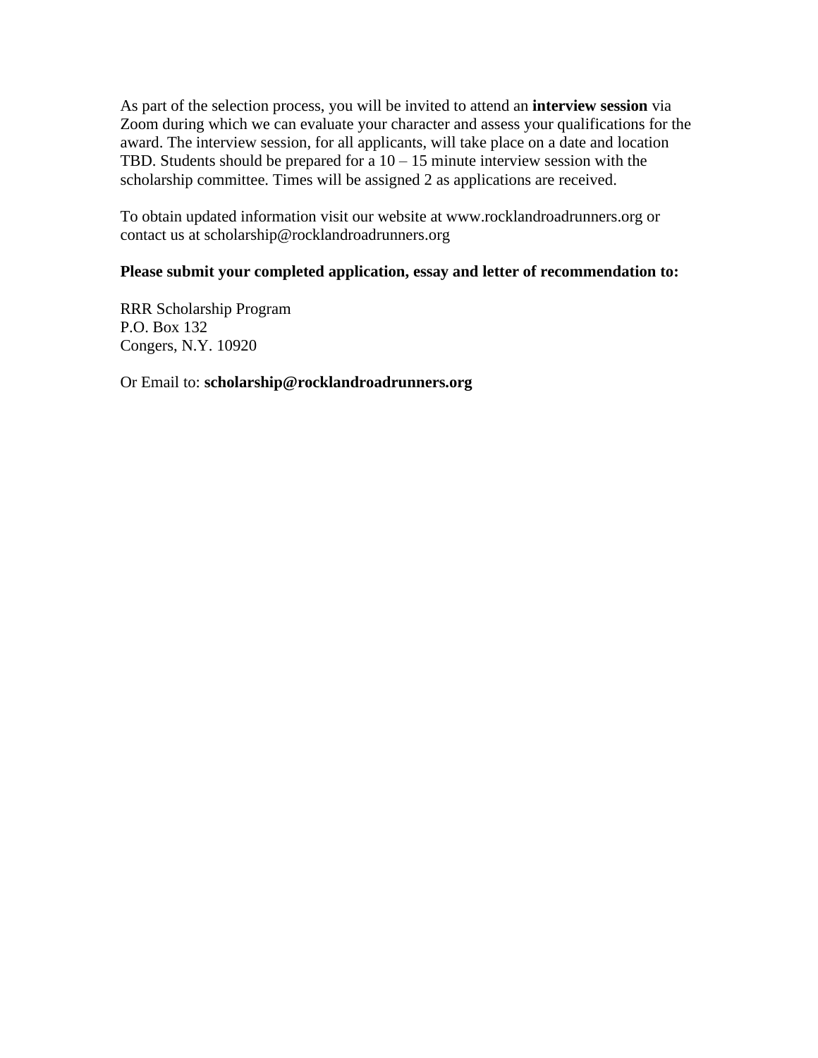As part of the selection process, you will be invited to attend an **interview session** via Zoom during which we can evaluate your character and assess your qualifications for the award. The interview session, for all applicants, will take place on a date and location TBD. Students should be prepared for a 10 – 15 minute interview session with the scholarship committee. Times will be assigned 2 as applications are received.

To obtain updated information visit our website at www.rocklandroadrunners.org or contact us at scholarship@rocklandroadrunners.org

**Please submit your completed application, essay and letter of recommendation to:**

RRR Scholarship Program
P.O. Box 132
Congers, N.Y. 10920

Or Email to: **scholarship@rocklandroadrunners.org**